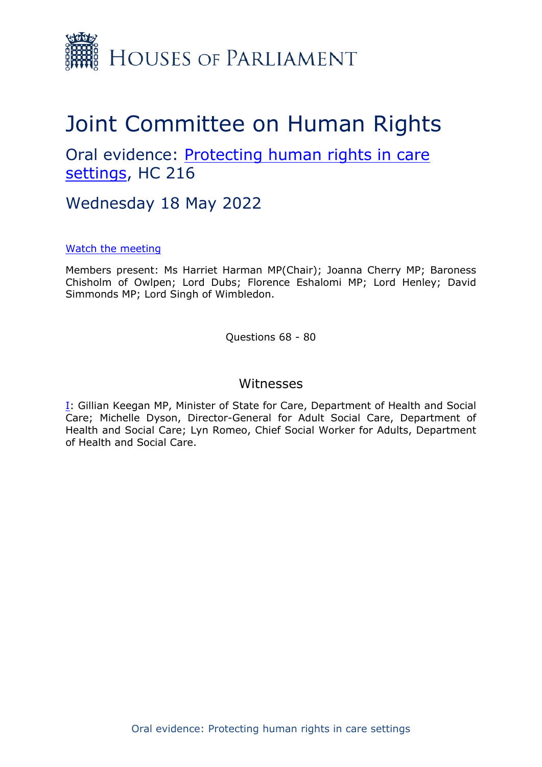HOUSES OF PARLIAMENT

# Joint Committee on Human Rights

## Oral evidence: Protecting human rights in care settings, HC 216

## Wednesday 18 May 2022

Watch the meeting

Members present: Ms Harriet Harman MP(Chair); Joanna Cherry MP; Baroness Chisholm of Owlpen; Lord Dubs; Florence Eshalomi MP; Lord Henley; David Simmonds MP; Lord Singh of Wimbledon.

Questions 68 - 80

### Witnesses

I: Gillian Keegan MP, Minister of State for Care, Department of Health and Social Care; Michelle Dyson, Director-General for Adult Social Care, Department of Health and Social Care; Lyn Romeo, Chief Social Worker for Adults, Department of Health and Social Care.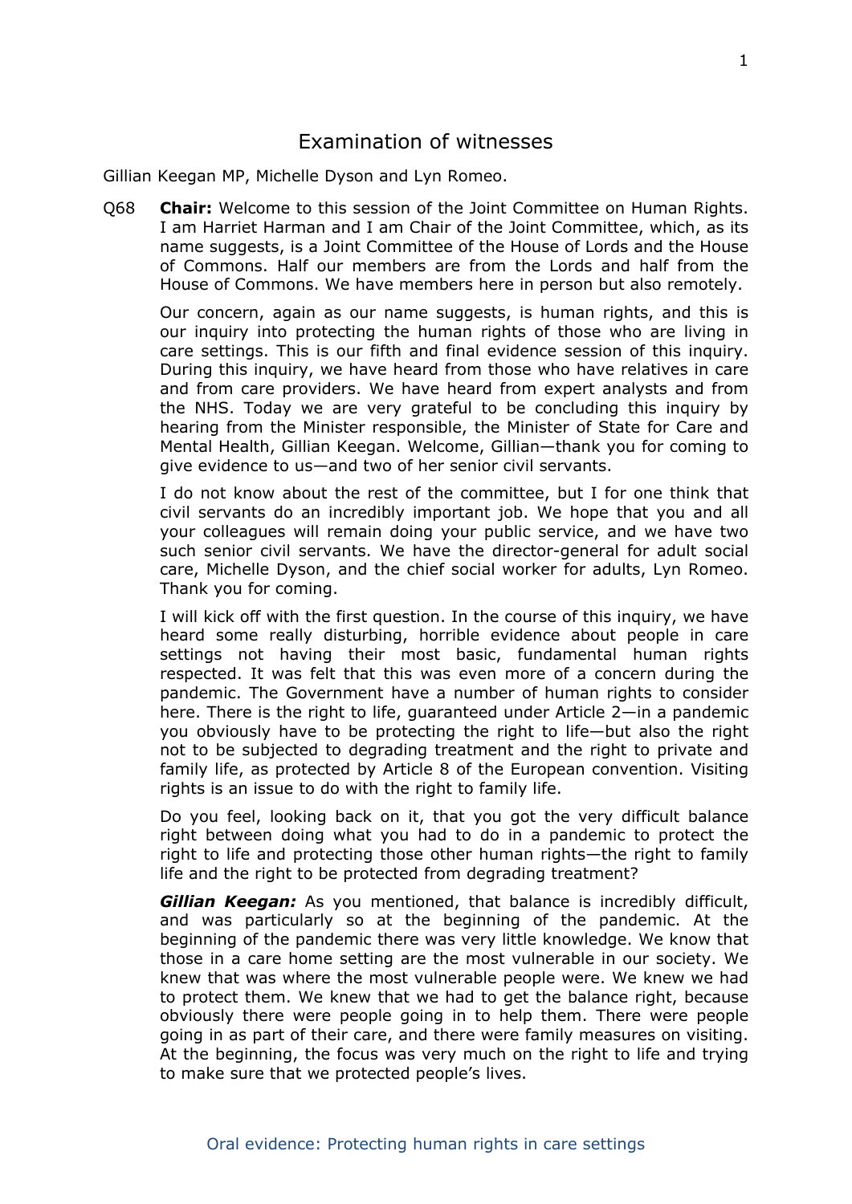# Examination of witnesses

Gillian Keegan MP, Michelle Dyson and Lyn Romeo.

Q68 **Chair:** Welcome to this session of the Joint Committee on Human Rights. I am Harriet Harman and I am Chair of the Joint Committee, which, as its name suggests, is a Joint Committee of the House of Lords and the House of Commons. Half our members are from the Lords and half from the House of Commons. We have members here in person but also remotely.

Our concern, again as our name suggests, is human rights, and this is our inquiry into protecting the human rights of those who are living in care settings. This is our fifth and final evidence session of this inquiry. During this inquiry, we have heard from those who have relatives in care and from care providers. We have heard from expert analysts and from the NHS. Today we are very grateful to be concluding this inquiry by hearing from the Minister responsible, the Minister of State for Care and Mental Health, Gillian Keegan. Welcome, Gillian—thank you for coming to give evidence to us—and two of her senior civil servants.

I do not know about the rest of the committee, but I for one think that civil servants do an incredibly important job. We hope that you and all your colleagues will remain doing your public service, and we have two such senior civil servants. We have the director-general for adult social care, Michelle Dyson, and the chief social worker for adults, Lyn Romeo. Thank you for coming.

I will kick off with the first question. In the course of this inquiry, we have heard some really disturbing, horrible evidence about people in care settings not having their most basic, fundamental human rights respected. It was felt that this was even more of a concern during the pandemic. The Government have a number of human rights to consider here. There is the right to life, guaranteed under Article 2—in a pandemic you obviously have to be protecting the right to life—but also the right not to be subjected to degrading treatment and the right to private and family life, as protected by Article 8 of the European convention. Visiting rights is an issue to do with the right to family life.

Do you feel, looking back on it, that you got the very difficult balance right between doing what you had to do in a pandemic to protect the right to life and protecting those other human rights—the right to family life and the right to be protected from degrading treatment?

***Gillian Keegan:*** As you mentioned, that balance is incredibly difficult, and was particularly so at the beginning of the pandemic. At the beginning of the pandemic there was very little knowledge. We know that those in a care home setting are the most vulnerable in our society. We knew that was where the most vulnerable people were. We knew we had to protect them. We knew that we had to get the balance right, because obviously there were people going in to help them. There were people going in as part of their care, and there were family measures on visiting. At the beginning, the focus was very much on the right to life and trying to make sure that we protected people's lives.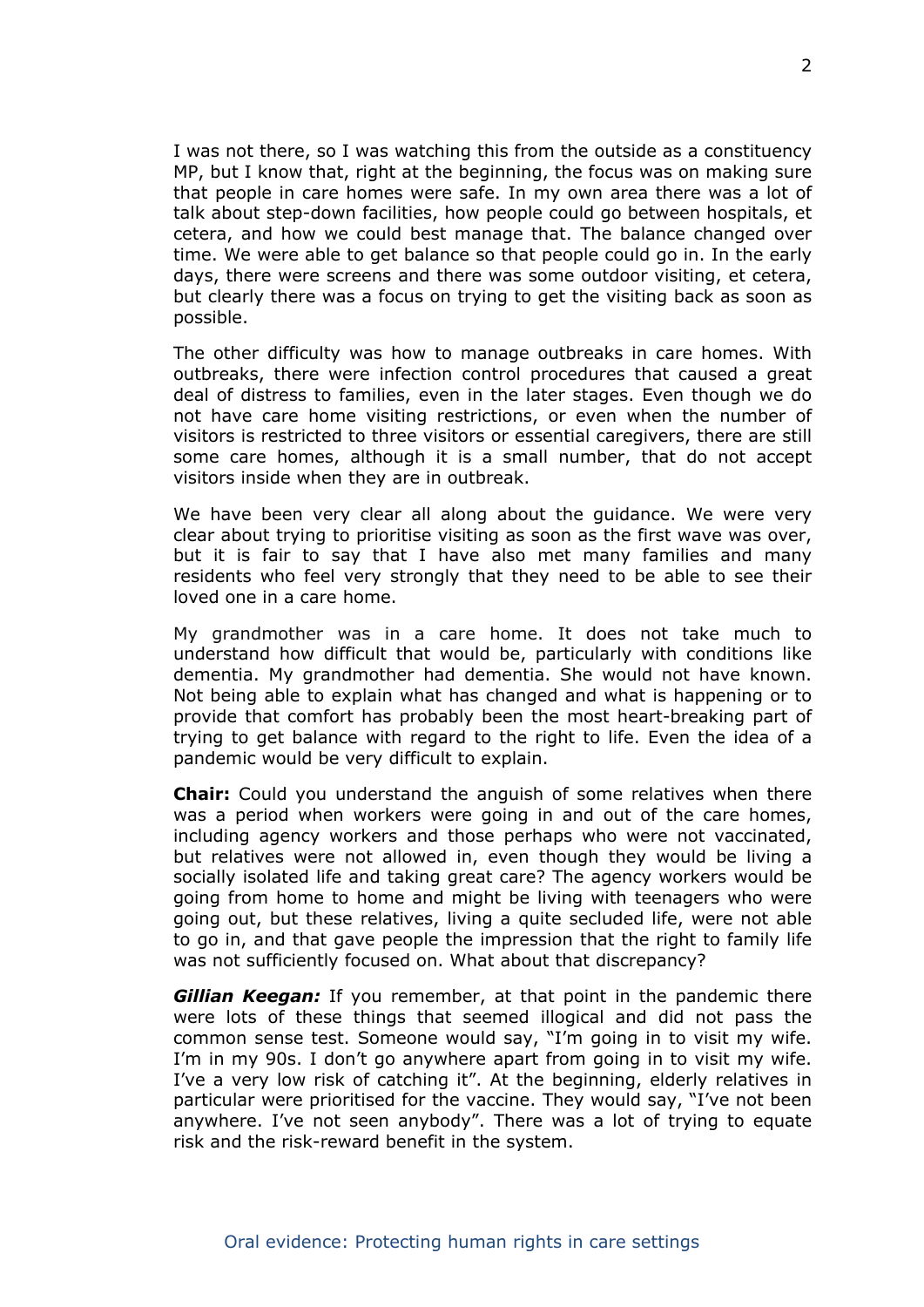I was not there, so I was watching this from the outside as a constituency MP, but I know that, right at the beginning, the focus was on making sure that people in care homes were safe. In my own area there was a lot of talk about step-down facilities, how people could go between hospitals, et cetera, and how we could best manage that. The balance changed over time. We were able to get balance so that people could go in. In the early days, there were screens and there was some outdoor visiting, et cetera, but clearly there was a focus on trying to get the visiting back as soon as possible.

The other difficulty was how to manage outbreaks in care homes. With outbreaks, there were infection control procedures that caused a great deal of distress to families, even in the later stages. Even though we do not have care home visiting restrictions, or even when the number of visitors is restricted to three visitors or essential caregivers, there are still some care homes, although it is a small number, that do not accept visitors inside when they are in outbreak.

We have been very clear all along about the guidance. We were very clear about trying to prioritise visiting as soon as the first wave was over, but it is fair to say that I have also met many families and many residents who feel very strongly that they need to be able to see their loved one in a care home.

My grandmother was in a care home. It does not take much to understand how difficult that would be, particularly with conditions like dementia. My grandmother had dementia. She would not have known. Not being able to explain what has changed and what is happening or to provide that comfort has probably been the most heart-breaking part of trying to get balance with regard to the right to life. Even the idea of a pandemic would be very difficult to explain.

**Chair:** Could you understand the anguish of some relatives when there was a period when workers were going in and out of the care homes, including agency workers and those perhaps who were not vaccinated, but relatives were not allowed in, even though they would be living a socially isolated life and taking great care? The agency workers would be going from home to home and might be living with teenagers who were going out, but these relatives, living a quite secluded life, were not able to go in, and that gave people the impression that the right to family life was not sufficiently focused on. What about that discrepancy?

***Gillian Keegan:*** If you remember, at that point in the pandemic there were lots of these things that seemed illogical and did not pass the common sense test. Someone would say, "I'm going in to visit my wife. I'm in my 90s. I don't go anywhere apart from going in to visit my wife. I've a very low risk of catching it". At the beginning, elderly relatives in particular were prioritised for the vaccine. They would say, "I've not been anywhere. I've not seen anybody". There was a lot of trying to equate risk and the risk-reward benefit in the system.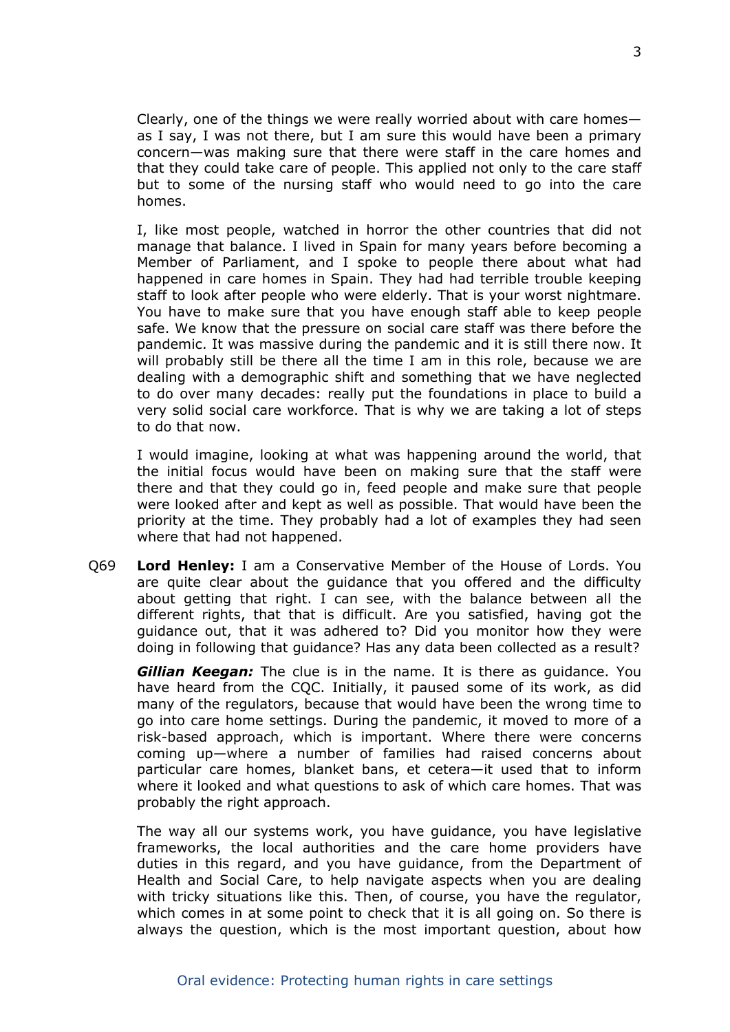Clearly, one of the things we were really worried about with care homes—as I say, I was not there, but I am sure this would have been a primary concern—was making sure that there were staff in the care homes and that they could take care of people. This applied not only to the care staff but to some of the nursing staff who would need to go into the care homes.

I, like most people, watched in horror the other countries that did not manage that balance. I lived in Spain for many years before becoming a Member of Parliament, and I spoke to people there about what had happened in care homes in Spain. They had had terrible trouble keeping staff to look after people who were elderly. That is your worst nightmare. You have to make sure that you have enough staff able to keep people safe. We know that the pressure on social care staff was there before the pandemic. It was massive during the pandemic and it is still there now. It will probably still be there all the time I am in this role, because we are dealing with a demographic shift and something that we have neglected to do over many decades: really put the foundations in place to build a very solid social care workforce. That is why we are taking a lot of steps to do that now.

I would imagine, looking at what was happening around the world, that the initial focus would have been on making sure that the staff were there and that they could go in, feed people and make sure that people were looked after and kept as well as possible. That would have been the priority at the time. They probably had a lot of examples they had seen where that had not happened.

Q69 **Lord Henley:** I am a Conservative Member of the House of Lords. You are quite clear about the guidance that you offered and the difficulty about getting that right. I can see, with the balance between all the different rights, that that is difficult. Are you satisfied, having got the guidance out, that it was adhered to? Did you monitor how they were doing in following that guidance? Has any data been collected as a result?

***Gillian Keegan:*** The clue is in the name. It is there as guidance. You have heard from the CQC. Initially, it paused some of its work, as did many of the regulators, because that would have been the wrong time to go into care home settings. During the pandemic, it moved to more of a risk-based approach, which is important. Where there were concerns coming up—where a number of families had raised concerns about particular care homes, blanket bans, et cetera—it used that to inform where it looked and what questions to ask of which care homes. That was probably the right approach.

The way all our systems work, you have guidance, you have legislative frameworks, the local authorities and the care home providers have duties in this regard, and you have guidance, from the Department of Health and Social Care, to help navigate aspects when you are dealing with tricky situations like this. Then, of course, you have the regulator, which comes in at some point to check that it is all going on. So there is always the question, which is the most important question, about how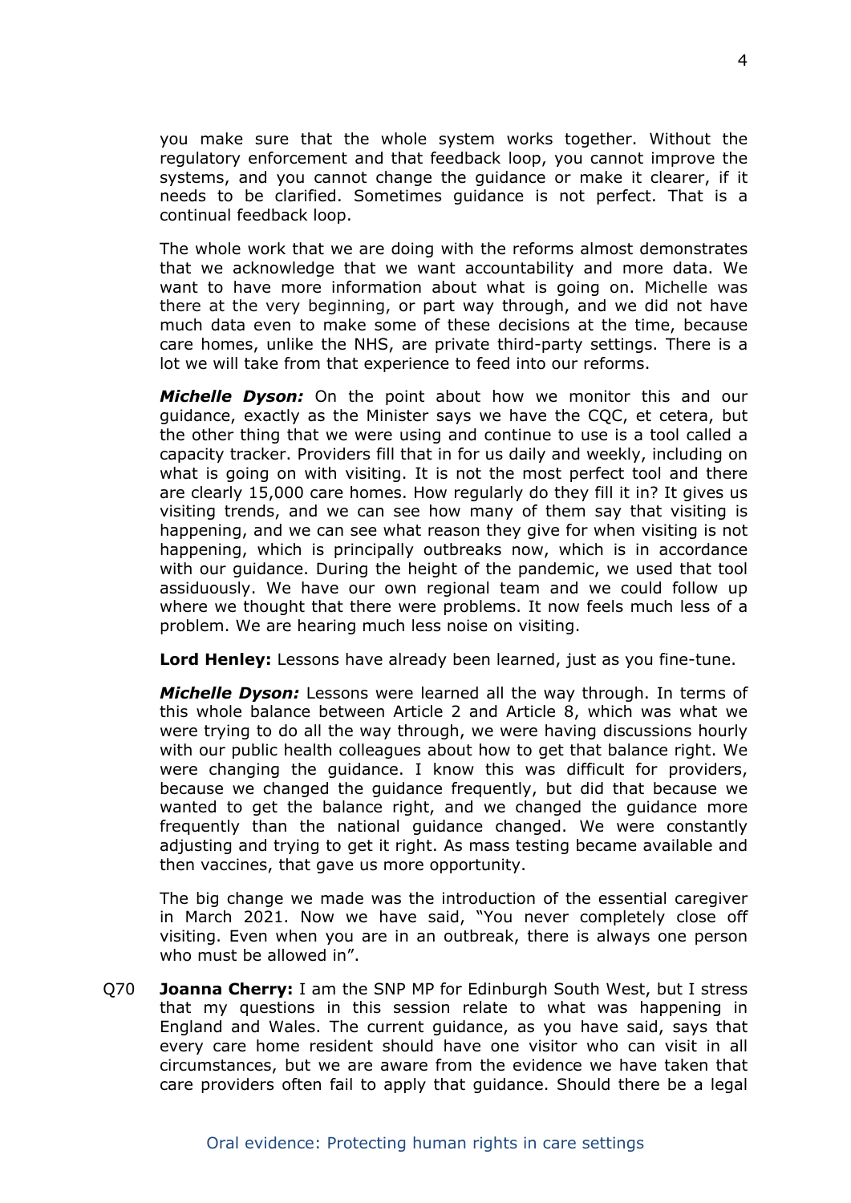you make sure that the whole system works together. Without the regulatory enforcement and that feedback loop, you cannot improve the systems, and you cannot change the guidance or make it clearer, if it needs to be clarified. Sometimes guidance is not perfect. That is a continual feedback loop.

The whole work that we are doing with the reforms almost demonstrates that we acknowledge that we want accountability and more data. We want to have more information about what is going on. Michelle was there at the very beginning, or part way through, and we did not have much data even to make some of these decisions at the time, because care homes, unlike the NHS, are private third-party settings. There is a lot we will take from that experience to feed into our reforms.

***Michelle Dyson:*** On the point about how we monitor this and our guidance, exactly as the Minister says we have the CQC, et cetera, but the other thing that we were using and continue to use is a tool called a capacity tracker. Providers fill that in for us daily and weekly, including on what is going on with visiting. It is not the most perfect tool and there are clearly 15,000 care homes. How regularly do they fill it in? It gives us visiting trends, and we can see how many of them say that visiting is happening, and we can see what reason they give for when visiting is not happening, which is principally outbreaks now, which is in accordance with our guidance. During the height of the pandemic, we used that tool assiduously. We have our own regional team and we could follow up where we thought that there were problems. It now feels much less of a problem. We are hearing much less noise on visiting.

**Lord Henley:** Lessons have already been learned, just as you fine-tune.

***Michelle Dyson:*** Lessons were learned all the way through. In terms of this whole balance between Article 2 and Article 8, which was what we were trying to do all the way through, we were having discussions hourly with our public health colleagues about how to get that balance right. We were changing the guidance. I know this was difficult for providers, because we changed the guidance frequently, but did that because we wanted to get the balance right, and we changed the guidance more frequently than the national guidance changed. We were constantly adjusting and trying to get it right. As mass testing became available and then vaccines, that gave us more opportunity.

The big change we made was the introduction of the essential caregiver in March 2021. Now we have said, "You never completely close off visiting. Even when you are in an outbreak, there is always one person who must be allowed in".

Q70 **Joanna Cherry:** I am the SNP MP for Edinburgh South West, but I stress that my questions in this session relate to what was happening in England and Wales. The current guidance, as you have said, says that every care home resident should have one visitor who can visit in all circumstances, but we are aware from the evidence we have taken that care providers often fail to apply that guidance. Should there be a legal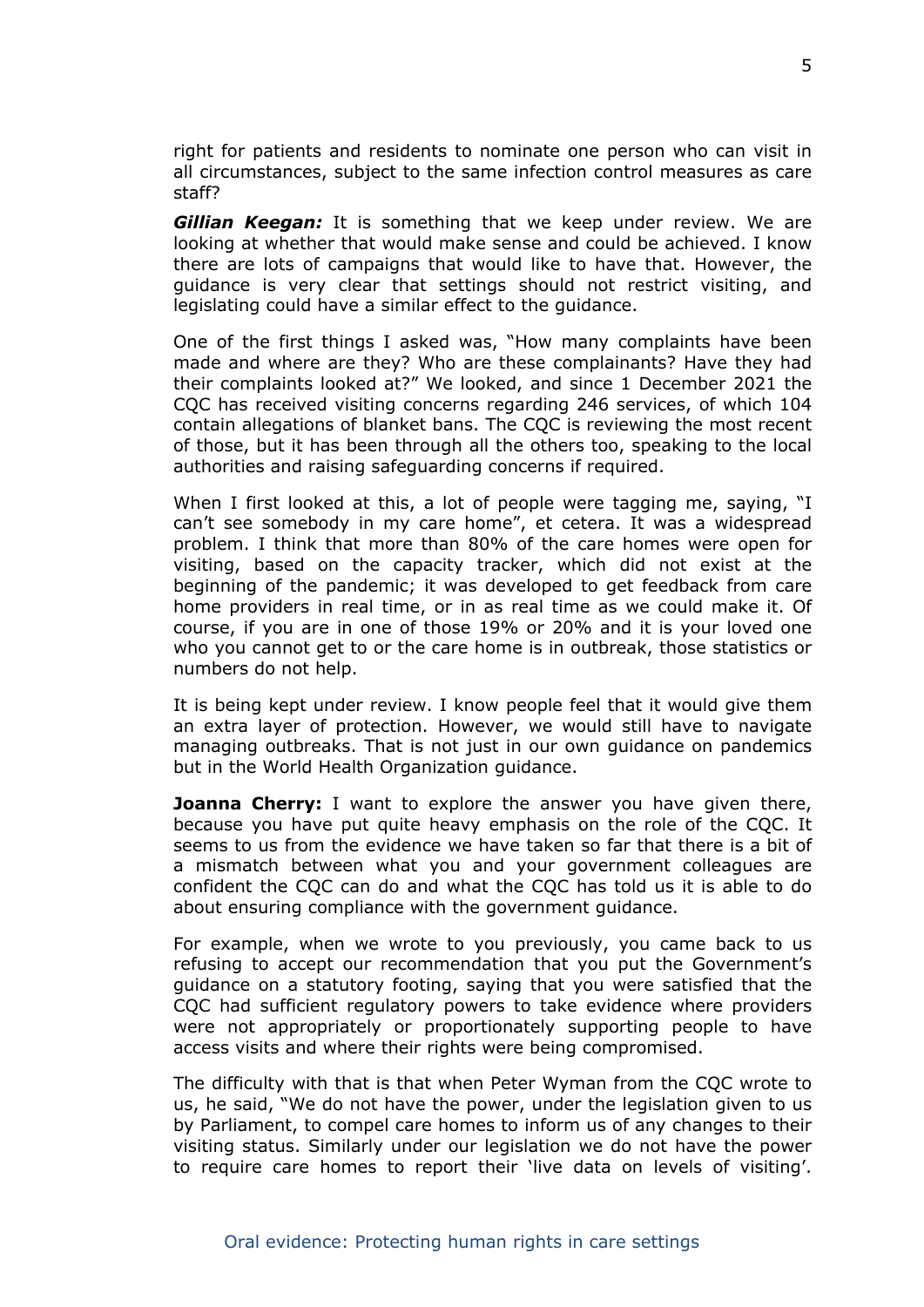right for patients and residents to nominate one person who can visit in all circumstances, subject to the same infection control measures as care staff?

***Gillian Keegan:*** It is something that we keep under review. We are looking at whether that would make sense and could be achieved. I know there are lots of campaigns that would like to have that. However, the guidance is very clear that settings should not restrict visiting, and legislating could have a similar effect to the guidance.

One of the first things I asked was, "How many complaints have been made and where are they? Who are these complainants? Have they had their complaints looked at?" We looked, and since 1 December 2021 the CQC has received visiting concerns regarding 246 services, of which 104 contain allegations of blanket bans. The CQC is reviewing the most recent of those, but it has been through all the others too, speaking to the local authorities and raising safeguarding concerns if required.

When I first looked at this, a lot of people were tagging me, saying, "I can't see somebody in my care home", et cetera. It was a widespread problem. I think that more than 80% of the care homes were open for visiting, based on the capacity tracker, which did not exist at the beginning of the pandemic; it was developed to get feedback from care home providers in real time, or in as real time as we could make it. Of course, if you are in one of those 19% or 20% and it is your loved one who you cannot get to or the care home is in outbreak, those statistics or numbers do not help.

It is being kept under review. I know people feel that it would give them an extra layer of protection. However, we would still have to navigate managing outbreaks. That is not just in our own guidance on pandemics but in the World Health Organization guidance.

**Joanna Cherry:** I want to explore the answer you have given there, because you have put quite heavy emphasis on the role of the CQC. It seems to us from the evidence we have taken so far that there is a bit of a mismatch between what you and your government colleagues are confident the CQC can do and what the CQC has told us it is able to do about ensuring compliance with the government guidance.

For example, when we wrote to you previously, you came back to us refusing to accept our recommendation that you put the Government's guidance on a statutory footing, saying that you were satisfied that the CQC had sufficient regulatory powers to take evidence where providers were not appropriately or proportionately supporting people to have access visits and where their rights were being compromised.

The difficulty with that is that when Peter Wyman from the CQC wrote to us, he said, "We do not have the power, under the legislation given to us by Parliament, to compel care homes to inform us of any changes to their visiting status. Similarly under our legislation we do not have the power to require care homes to report their 'live data on levels of visiting'.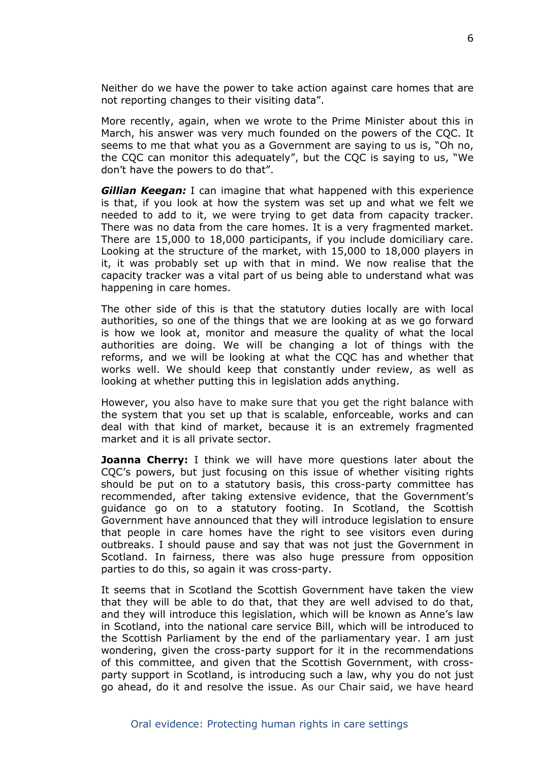Neither do we have the power to take action against care homes that are not reporting changes to their visiting data".

More recently, again, when we wrote to the Prime Minister about this in March, his answer was very much founded on the powers of the CQC. It seems to me that what you as a Government are saying to us is, "Oh no, the CQC can monitor this adequately", but the CQC is saying to us, "We don't have the powers to do that".

***Gillian Keegan:*** I can imagine that what happened with this experience is that, if you look at how the system was set up and what we felt we needed to add to it, we were trying to get data from capacity tracker. There was no data from the care homes. It is a very fragmented market. There are 15,000 to 18,000 participants, if you include domiciliary care. Looking at the structure of the market, with 15,000 to 18,000 players in it, it was probably set up with that in mind. We now realise that the capacity tracker was a vital part of us being able to understand what was happening in care homes.

The other side of this is that the statutory duties locally are with local authorities, so one of the things that we are looking at as we go forward is how we look at, monitor and measure the quality of what the local authorities are doing. We will be changing a lot of things with the reforms, and we will be looking at what the CQC has and whether that works well. We should keep that constantly under review, as well as looking at whether putting this in legislation adds anything.

However, you also have to make sure that you get the right balance with the system that you set up that is scalable, enforceable, works and can deal with that kind of market, because it is an extremely fragmented market and it is all private sector.

**Joanna Cherry:** I think we will have more questions later about the CQC's powers, but just focusing on this issue of whether visiting rights should be put on to a statutory basis, this cross-party committee has recommended, after taking extensive evidence, that the Government's guidance go on to a statutory footing. In Scotland, the Scottish Government have announced that they will introduce legislation to ensure that people in care homes have the right to see visitors even during outbreaks. I should pause and say that was not just the Government in Scotland. In fairness, there was also huge pressure from opposition parties to do this, so again it was cross-party.

It seems that in Scotland the Scottish Government have taken the view that they will be able to do that, that they are well advised to do that, and they will introduce this legislation, which will be known as Anne's law in Scotland, into the national care service Bill, which will be introduced to the Scottish Parliament by the end of the parliamentary year. I am just wondering, given the cross-party support for it in the recommendations of this committee, and given that the Scottish Government, with cross-party support in Scotland, is introducing such a law, why you do not just go ahead, do it and resolve the issue. As our Chair said, we have heard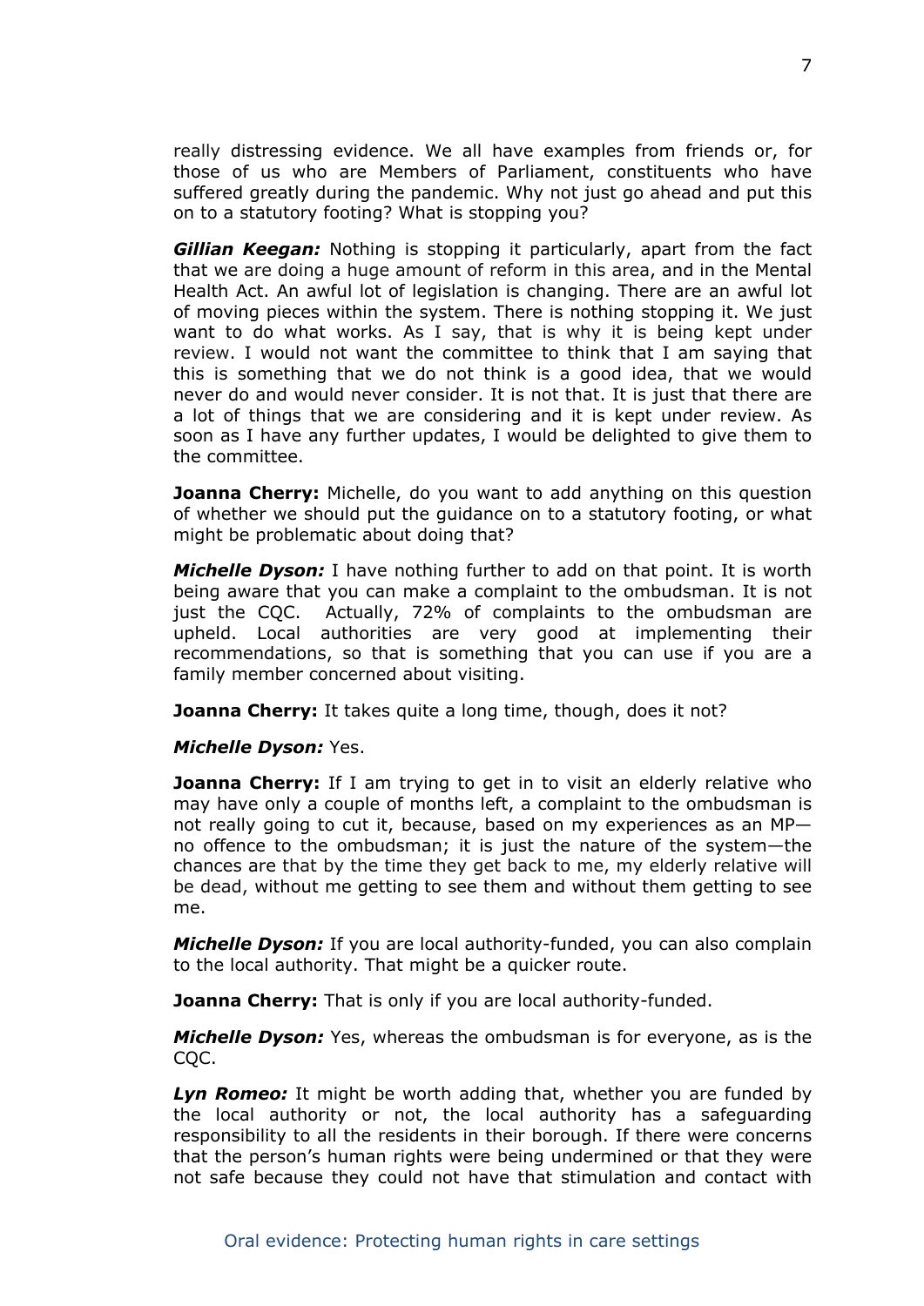really distressing evidence. We all have examples from friends or, for those of us who are Members of Parliament, constituents who have suffered greatly during the pandemic. Why not just go ahead and put this on to a statutory footing? What is stopping you?

***Gillian Keegan:*** Nothing is stopping it particularly, apart from the fact that we are doing a huge amount of reform in this area, and in the Mental Health Act. An awful lot of legislation is changing. There are an awful lot of moving pieces within the system. There is nothing stopping it. We just want to do what works. As I say, that is why it is being kept under review. I would not want the committee to think that I am saying that this is something that we do not think is a good idea, that we would never do and would never consider. It is not that. It is just that there are a lot of things that we are considering and it is kept under review. As soon as I have any further updates, I would be delighted to give them to the committee.

**Joanna Cherry:** Michelle, do you want to add anything on this question of whether we should put the guidance on to a statutory footing, or what might be problematic about doing that?

***Michelle Dyson:*** I have nothing further to add on that point. It is worth being aware that you can make a complaint to the ombudsman. It is not just the CQC. Actually, 72% of complaints to the ombudsman are upheld. Local authorities are very good at implementing their recommendations, so that is something that you can use if you are a family member concerned about visiting.

**Joanna Cherry:** It takes quite a long time, though, does it not?

***Michelle Dyson:*** Yes.

**Joanna Cherry:** If I am trying to get in to visit an elderly relative who may have only a couple of months left, a complaint to the ombudsman is not really going to cut it, because, based on my experiences as an MP—no offence to the ombudsman; it is just the nature of the system—the chances are that by the time they get back to me, my elderly relative will be dead, without me getting to see them and without them getting to see me.

***Michelle Dyson:*** If you are local authority-funded, you can also complain to the local authority. That might be a quicker route.

**Joanna Cherry:** That is only if you are local authority-funded.

***Michelle Dyson:*** Yes, whereas the ombudsman is for everyone, as is the CQC.

***Lyn Romeo:*** It might be worth adding that, whether you are funded by the local authority or not, the local authority has a safeguarding responsibility to all the residents in their borough. If there were concerns that the person's human rights were being undermined or that they were not safe because they could not have that stimulation and contact with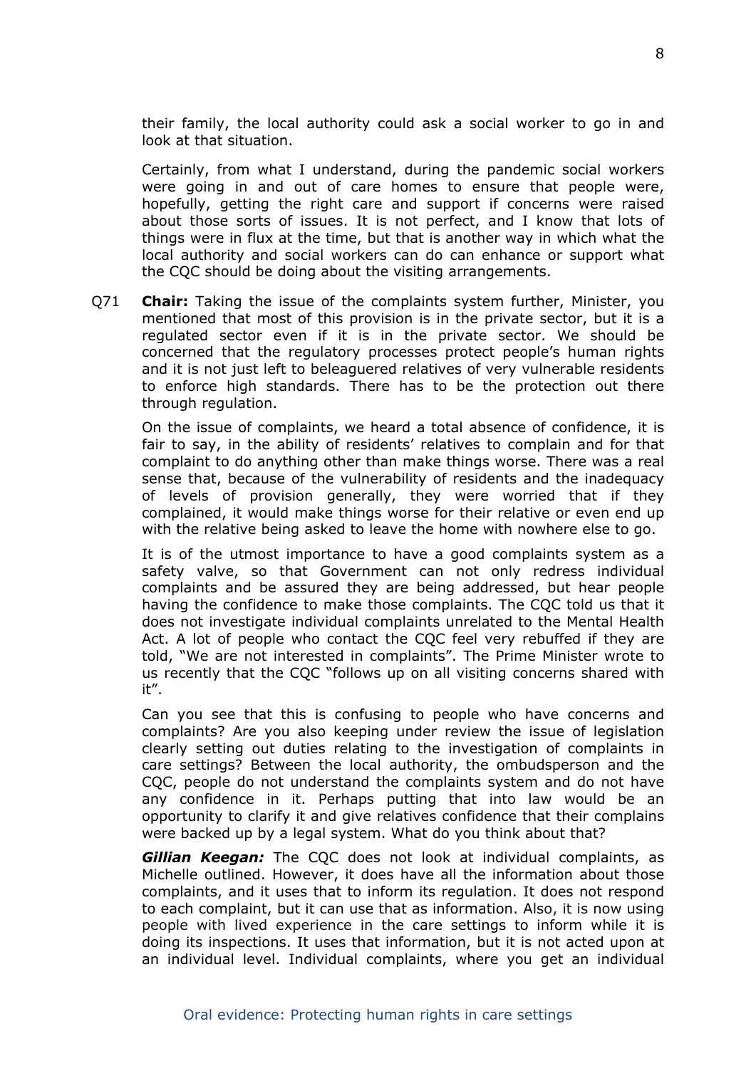their family, the local authority could ask a social worker to go in and look at that situation.

Certainly, from what I understand, during the pandemic social workers were going in and out of care homes to ensure that people were, hopefully, getting the right care and support if concerns were raised about those sorts of issues. It is not perfect, and I know that lots of things were in flux at the time, but that is another way in which what the local authority and social workers can do can enhance or support what the CQC should be doing about the visiting arrangements.

Q71 **Chair:** Taking the issue of the complaints system further, Minister, you mentioned that most of this provision is in the private sector, but it is a regulated sector even if it is in the private sector. We should be concerned that the regulatory processes protect people's human rights and it is not just left to beleaguered relatives of very vulnerable residents to enforce high standards. There has to be the protection out there through regulation.

On the issue of complaints, we heard a total absence of confidence, it is fair to say, in the ability of residents' relatives to complain and for that complaint to do anything other than make things worse. There was a real sense that, because of the vulnerability of residents and the inadequacy of levels of provision generally, they were worried that if they complained, it would make things worse for their relative or even end up with the relative being asked to leave the home with nowhere else to go.

It is of the utmost importance to have a good complaints system as a safety valve, so that Government can not only redress individual complaints and be assured they are being addressed, but hear people having the confidence to make those complaints. The CQC told us that it does not investigate individual complaints unrelated to the Mental Health Act. A lot of people who contact the CQC feel very rebuffed if they are told, "We are not interested in complaints". The Prime Minister wrote to us recently that the CQC "follows up on all visiting concerns shared with it".

Can you see that this is confusing to people who have concerns and complaints? Are you also keeping under review the issue of legislation clearly setting out duties relating to the investigation of complaints in care settings? Between the local authority, the ombudsperson and the CQC, people do not understand the complaints system and do not have any confidence in it. Perhaps putting that into law would be an opportunity to clarify it and give relatives confidence that their complains were backed up by a legal system. What do you think about that?

***Gillian Keegan:*** The CQC does not look at individual complaints, as Michelle outlined. However, it does have all the information about those complaints, and it uses that to inform its regulation. It does not respond to each complaint, but it can use that as information. Also, it is now using people with lived experience in the care settings to inform while it is doing its inspections. It uses that information, but it is not acted upon at an individual level. Individual complaints, where you get an individual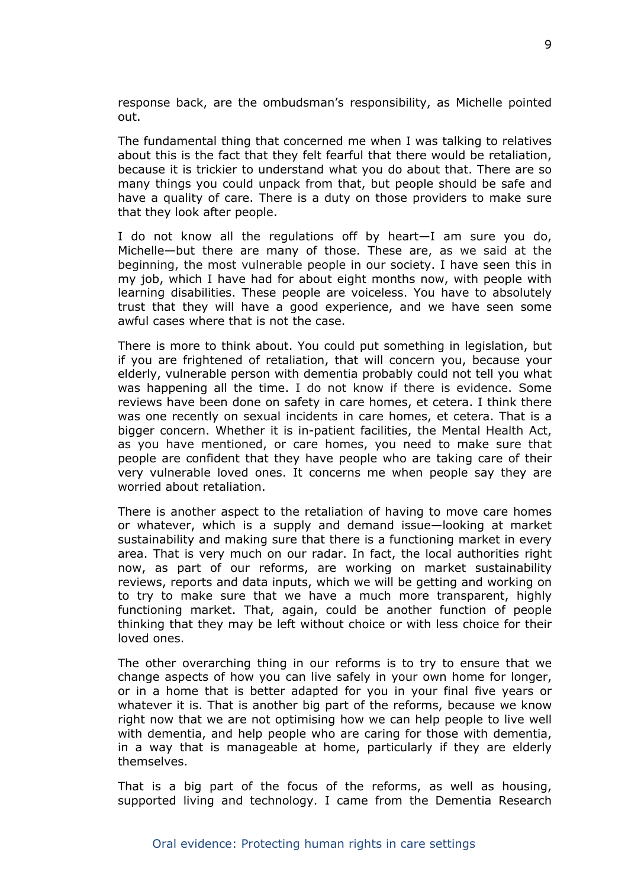response back, are the ombudsman's responsibility, as Michelle pointed out.

The fundamental thing that concerned me when I was talking to relatives about this is the fact that they felt fearful that there would be retaliation, because it is trickier to understand what you do about that. There are so many things you could unpack from that, but people should be safe and have a quality of care. There is a duty on those providers to make sure that they look after people.

I do not know all the regulations off by heart—I am sure you do, Michelle—but there are many of those. These are, as we said at the beginning, the most vulnerable people in our society. I have seen this in my job, which I have had for about eight months now, with people with learning disabilities. These people are voiceless. You have to absolutely trust that they will have a good experience, and we have seen some awful cases where that is not the case.

There is more to think about. You could put something in legislation, but if you are frightened of retaliation, that will concern you, because your elderly, vulnerable person with dementia probably could not tell you what was happening all the time. I do not know if there is evidence. Some reviews have been done on safety in care homes, et cetera. I think there was one recently on sexual incidents in care homes, et cetera. That is a bigger concern. Whether it is in-patient facilities, the Mental Health Act, as you have mentioned, or care homes, you need to make sure that people are confident that they have people who are taking care of their very vulnerable loved ones. It concerns me when people say they are worried about retaliation.

There is another aspect to the retaliation of having to move care homes or whatever, which is a supply and demand issue—looking at market sustainability and making sure that there is a functioning market in every area. That is very much on our radar. In fact, the local authorities right now, as part of our reforms, are working on market sustainability reviews, reports and data inputs, which we will be getting and working on to try to make sure that we have a much more transparent, highly functioning market. That, again, could be another function of people thinking that they may be left without choice or with less choice for their loved ones.

The other overarching thing in our reforms is to try to ensure that we change aspects of how you can live safely in your own home for longer, or in a home that is better adapted for you in your final five years or whatever it is. That is another big part of the reforms, because we know right now that we are not optimising how we can help people to live well with dementia, and help people who are caring for those with dementia, in a way that is manageable at home, particularly if they are elderly themselves.

That is a big part of the focus of the reforms, as well as housing, supported living and technology. I came from the Dementia Research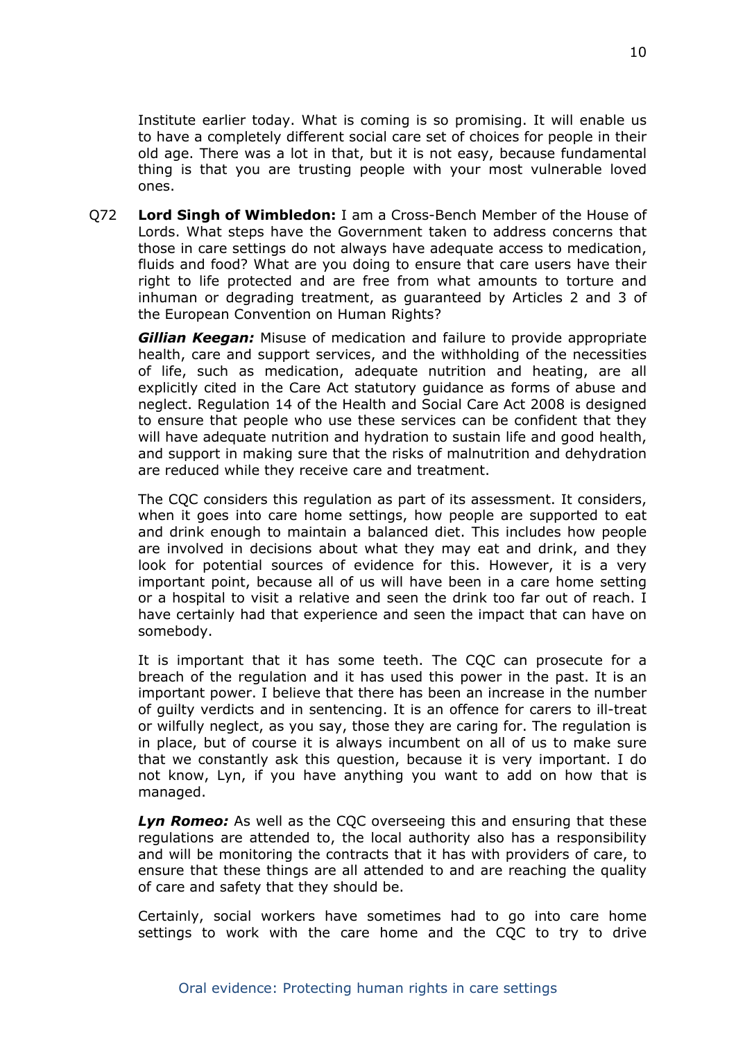Institute earlier today. What is coming is so promising. It will enable us to have a completely different social care set of choices for people in their old age. There was a lot in that, but it is not easy, because fundamental thing is that you are trusting people with your most vulnerable loved ones.

Q72 **Lord Singh of Wimbledon:** I am a Cross-Bench Member of the House of Lords. What steps have the Government taken to address concerns that those in care settings do not always have adequate access to medication, fluids and food? What are you doing to ensure that care users have their right to life protected and are free from what amounts to torture and inhuman or degrading treatment, as guaranteed by Articles 2 and 3 of the European Convention on Human Rights?

***Gillian Keegan:*** Misuse of medication and failure to provide appropriate health, care and support services, and the withholding of the necessities of life, such as medication, adequate nutrition and heating, are all explicitly cited in the Care Act statutory guidance as forms of abuse and neglect. Regulation 14 of the Health and Social Care Act 2008 is designed to ensure that people who use these services can be confident that they will have adequate nutrition and hydration to sustain life and good health, and support in making sure that the risks of malnutrition and dehydration are reduced while they receive care and treatment.

The CQC considers this regulation as part of its assessment. It considers, when it goes into care home settings, how people are supported to eat and drink enough to maintain a balanced diet. This includes how people are involved in decisions about what they may eat and drink, and they look for potential sources of evidence for this. However, it is a very important point, because all of us will have been in a care home setting or a hospital to visit a relative and seen the drink too far out of reach. I have certainly had that experience and seen the impact that can have on somebody.

It is important that it has some teeth. The CQC can prosecute for a breach of the regulation and it has used this power in the past. It is an important power. I believe that there has been an increase in the number of guilty verdicts and in sentencing. It is an offence for carers to ill-treat or wilfully neglect, as you say, those they are caring for. The regulation is in place, but of course it is always incumbent on all of us to make sure that we constantly ask this question, because it is very important. I do not know, Lyn, if you have anything you want to add on how that is managed.

***Lyn Romeo:*** As well as the CQC overseeing this and ensuring that these regulations are attended to, the local authority also has a responsibility and will be monitoring the contracts that it has with providers of care, to ensure that these things are all attended to and are reaching the quality of care and safety that they should be.

Certainly, social workers have sometimes had to go into care home settings to work with the care home and the CQC to try to drive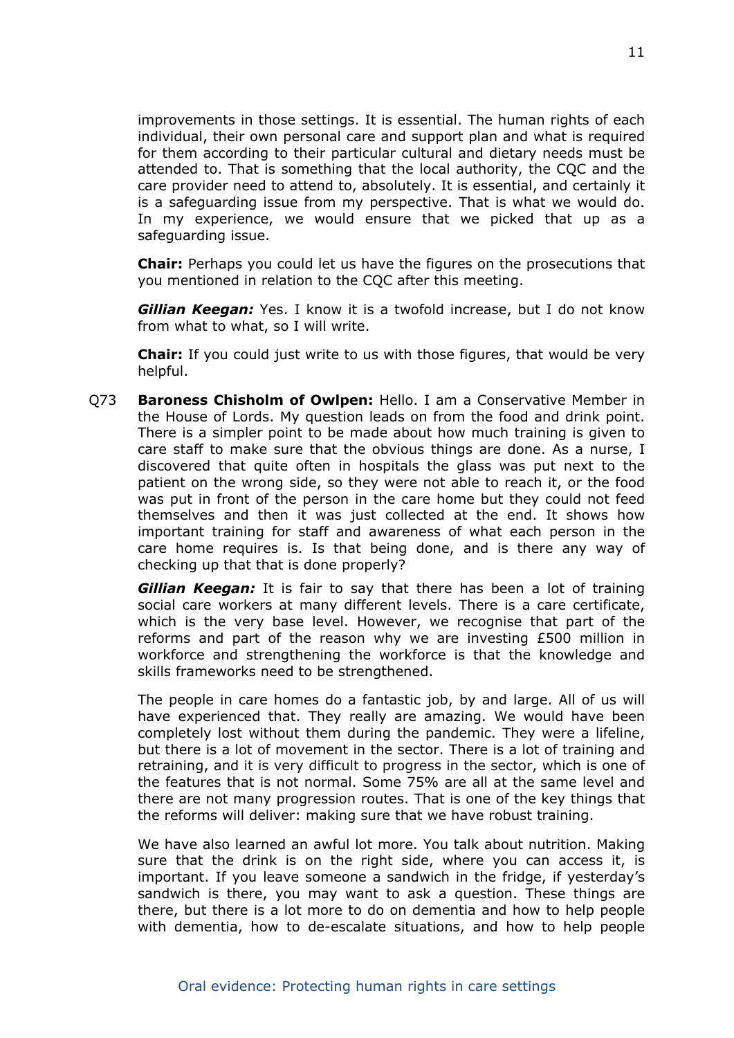improvements in those settings. It is essential. The human rights of each individual, their own personal care and support plan and what is required for them according to their particular cultural and dietary needs must be attended to. That is something that the local authority, the CQC and the care provider need to attend to, absolutely. It is essential, and certainly it is a safeguarding issue from my perspective. That is what we would do. In my experience, we would ensure that we picked that up as a safeguarding issue.

**Chair:** Perhaps you could let us have the figures on the prosecutions that you mentioned in relation to the CQC after this meeting.

***Gillian Keegan:*** Yes. I know it is a twofold increase, but I do not know from what to what, so I will write.

**Chair:** If you could just write to us with those figures, that would be very helpful.

Q73 **Baroness Chisholm of Owlpen:** Hello. I am a Conservative Member in the House of Lords. My question leads on from the food and drink point. There is a simpler point to be made about how much training is given to care staff to make sure that the obvious things are done. As a nurse, I discovered that quite often in hospitals the glass was put next to the patient on the wrong side, so they were not able to reach it, or the food was put in front of the person in the care home but they could not feed themselves and then it was just collected at the end. It shows how important training for staff and awareness of what each person in the care home requires is. Is that being done, and is there any way of checking up that that is done properly?

***Gillian Keegan:*** It is fair to say that there has been a lot of training social care workers at many different levels. There is a care certificate, which is the very base level. However, we recognise that part of the reforms and part of the reason why we are investing £500 million in workforce and strengthening the workforce is that the knowledge and skills frameworks need to be strengthened.

The people in care homes do a fantastic job, by and large. All of us will have experienced that. They really are amazing. We would have been completely lost without them during the pandemic. They were a lifeline, but there is a lot of movement in the sector. There is a lot of training and retraining, and it is very difficult to progress in the sector, which is one of the features that is not normal. Some 75% are all at the same level and there are not many progression routes. That is one of the key things that the reforms will deliver: making sure that we have robust training.

We have also learned an awful lot more. You talk about nutrition. Making sure that the drink is on the right side, where you can access it, is important. If you leave someone a sandwich in the fridge, if yesterday's sandwich is there, you may want to ask a question. These things are there, but there is a lot more to do on dementia and how to help people with dementia, how to de-escalate situations, and how to help people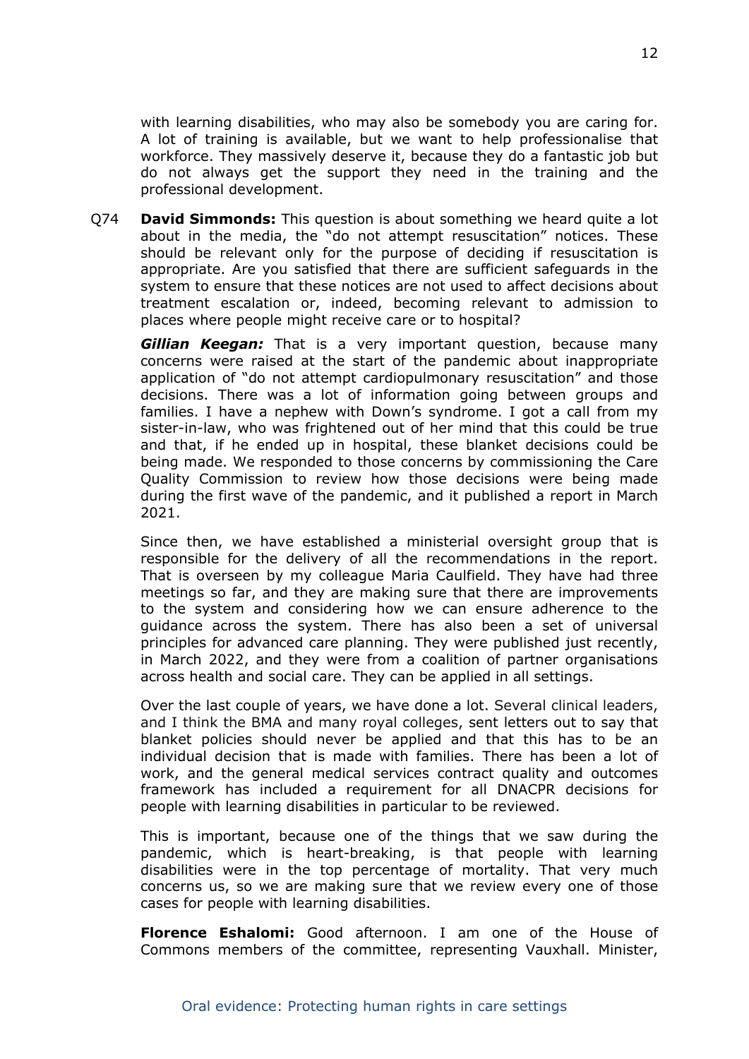with learning disabilities, who may also be somebody you are caring for. A lot of training is available, but we want to help professionalise that workforce. They massively deserve it, because they do a fantastic job but do not always get the support they need in the training and the professional development.

Q74 **David Simmonds:** This question is about something we heard quite a lot about in the media, the "do not attempt resuscitation" notices. These should be relevant only for the purpose of deciding if resuscitation is appropriate. Are you satisfied that there are sufficient safeguards in the system to ensure that these notices are not used to affect decisions about treatment escalation or, indeed, becoming relevant to admission to places where people might receive care or to hospital?

***Gillian Keegan:*** That is a very important question, because many concerns were raised at the start of the pandemic about inappropriate application of "do not attempt cardiopulmonary resuscitation" and those decisions. There was a lot of information going between groups and families. I have a nephew with Down's syndrome. I got a call from my sister-in-law, who was frightened out of her mind that this could be true and that, if he ended up in hospital, these blanket decisions could be being made. We responded to those concerns by commissioning the Care Quality Commission to review how those decisions were being made during the first wave of the pandemic, and it published a report in March 2021.

Since then, we have established a ministerial oversight group that is responsible for the delivery of all the recommendations in the report. That is overseen by my colleague Maria Caulfield. They have had three meetings so far, and they are making sure that there are improvements to the system and considering how we can ensure adherence to the guidance across the system. There has also been a set of universal principles for advanced care planning. They were published just recently, in March 2022, and they were from a coalition of partner organisations across health and social care. They can be applied in all settings.

Over the last couple of years, we have done a lot. Several clinical leaders, and I think the BMA and many royal colleges, sent letters out to say that blanket policies should never be applied and that this has to be an individual decision that is made with families. There has been a lot of work, and the general medical services contract quality and outcomes framework has included a requirement for all DNACPR decisions for people with learning disabilities in particular to be reviewed.

This is important, because one of the things that we saw during the pandemic, which is heart-breaking, is that people with learning disabilities were in the top percentage of mortality. That very much concerns us, so we are making sure that we review every one of those cases for people with learning disabilities.

**Florence Eshalomi:** Good afternoon. I am one of the House of Commons members of the committee, representing Vauxhall. Minister,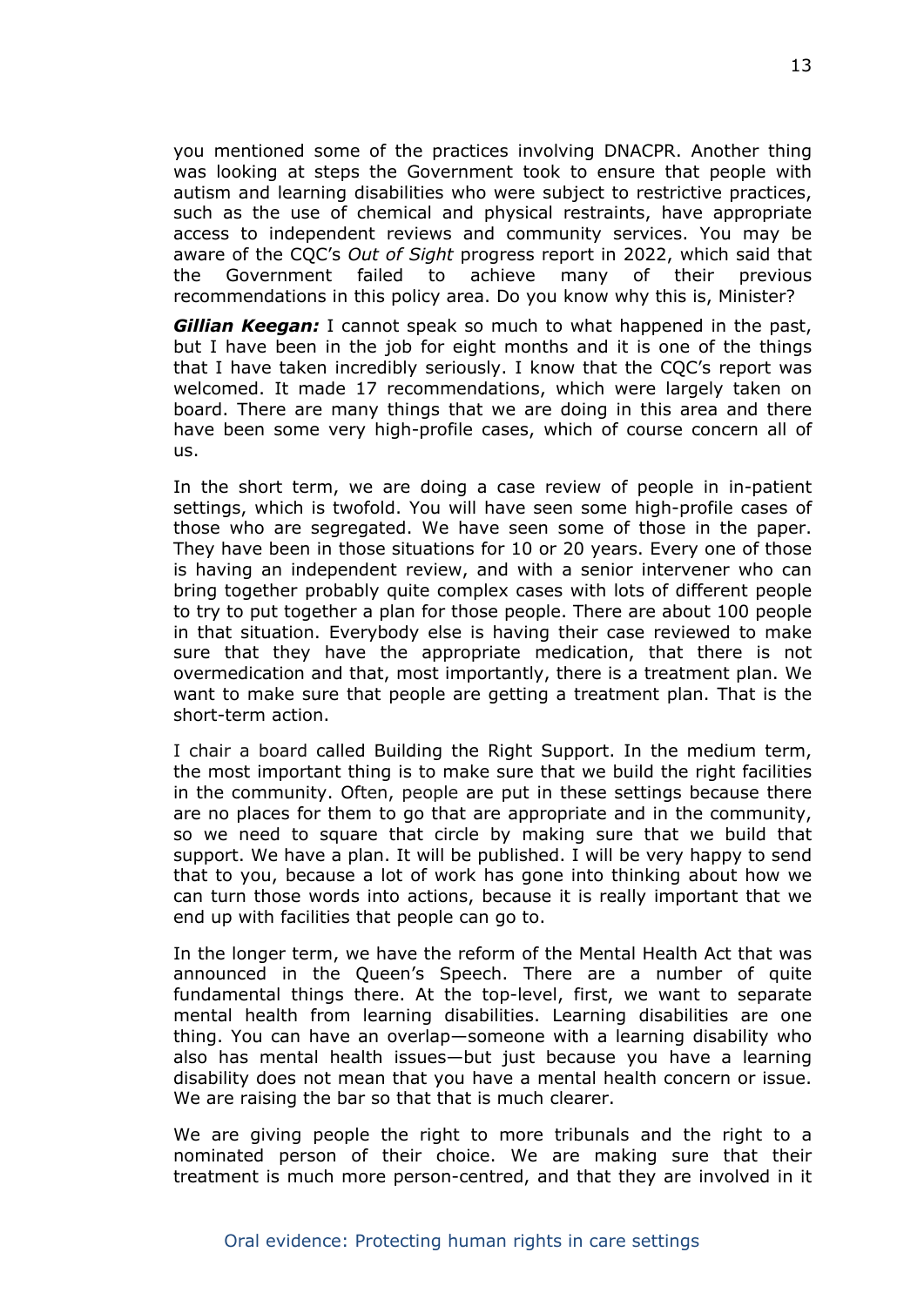you mentioned some of the practices involving DNACPR. Another thing was looking at steps the Government took to ensure that people with autism and learning disabilities who were subject to restrictive practices, such as the use of chemical and physical restraints, have appropriate access to independent reviews and community services. You may be aware of the CQC's *Out of Sight* progress report in 2022, which said that the Government failed to achieve many of their previous recommendations in this policy area. Do you know why this is, Minister?

***Gillian Keegan:*** I cannot speak so much to what happened in the past, but I have been in the job for eight months and it is one of the things that I have taken incredibly seriously. I know that the CQC's report was welcomed. It made 17 recommendations, which were largely taken on board. There are many things that we are doing in this area and there have been some very high-profile cases, which of course concern all of us.

In the short term, we are doing a case review of people in in-patient settings, which is twofold. You will have seen some high-profile cases of those who are segregated. We have seen some of those in the paper. They have been in those situations for 10 or 20 years. Every one of those is having an independent review, and with a senior intervener who can bring together probably quite complex cases with lots of different people to try to put together a plan for those people. There are about 100 people in that situation. Everybody else is having their case reviewed to make sure that they have the appropriate medication, that there is not overmedication and that, most importantly, there is a treatment plan. We want to make sure that people are getting a treatment plan. That is the short-term action.

I chair a board called Building the Right Support. In the medium term, the most important thing is to make sure that we build the right facilities in the community. Often, people are put in these settings because there are no places for them to go that are appropriate and in the community, so we need to square that circle by making sure that we build that support. We have a plan. It will be published. I will be very happy to send that to you, because a lot of work has gone into thinking about how we can turn those words into actions, because it is really important that we end up with facilities that people can go to.

In the longer term, we have the reform of the Mental Health Act that was announced in the Queen's Speech. There are a number of quite fundamental things there. At the top-level, first, we want to separate mental health from learning disabilities. Learning disabilities are one thing. You can have an overlap—someone with a learning disability who also has mental health issues—but just because you have a learning disability does not mean that you have a mental health concern or issue. We are raising the bar so that that is much clearer.

We are giving people the right to more tribunals and the right to a nominated person of their choice. We are making sure that their treatment is much more person-centred, and that they are involved in it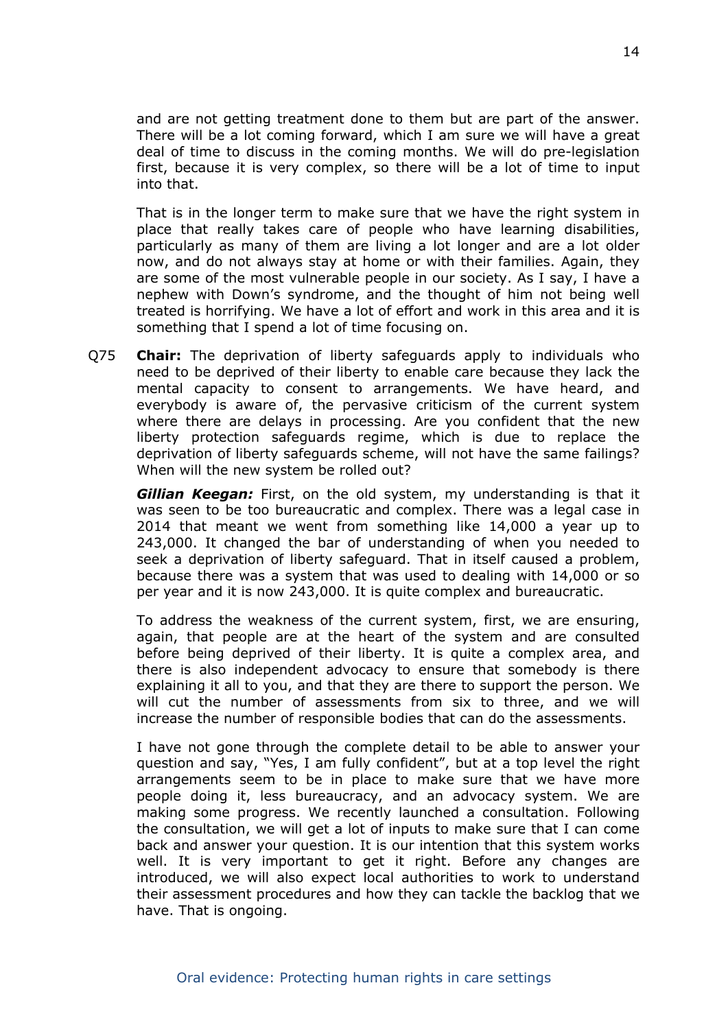and are not getting treatment done to them but are part of the answer. There will be a lot coming forward, which I am sure we will have a great deal of time to discuss in the coming months. We will do pre-legislation first, because it is very complex, so there will be a lot of time to input into that.

That is in the longer term to make sure that we have the right system in place that really takes care of people who have learning disabilities, particularly as many of them are living a lot longer and are a lot older now, and do not always stay at home or with their families. Again, they are some of the most vulnerable people in our society. As I say, I have a nephew with Down's syndrome, and the thought of him not being well treated is horrifying. We have a lot of effort and work in this area and it is something that I spend a lot of time focusing on.

Q75 **Chair:** The deprivation of liberty safeguards apply to individuals who need to be deprived of their liberty to enable care because they lack the mental capacity to consent to arrangements. We have heard, and everybody is aware of, the pervasive criticism of the current system where there are delays in processing. Are you confident that the new liberty protection safeguards regime, which is due to replace the deprivation of liberty safeguards scheme, will not have the same failings? When will the new system be rolled out?

***Gillian Keegan:*** First, on the old system, my understanding is that it was seen to be too bureaucratic and complex. There was a legal case in 2014 that meant we went from something like 14,000 a year up to 243,000. It changed the bar of understanding of when you needed to seek a deprivation of liberty safeguard. That in itself caused a problem, because there was a system that was used to dealing with 14,000 or so per year and it is now 243,000. It is quite complex and bureaucratic.

To address the weakness of the current system, first, we are ensuring, again, that people are at the heart of the system and are consulted before being deprived of their liberty. It is quite a complex area, and there is also independent advocacy to ensure that somebody is there explaining it all to you, and that they are there to support the person. We will cut the number of assessments from six to three, and we will increase the number of responsible bodies that can do the assessments.

I have not gone through the complete detail to be able to answer your question and say, "Yes, I am fully confident", but at a top level the right arrangements seem to be in place to make sure that we have more people doing it, less bureaucracy, and an advocacy system. We are making some progress. We recently launched a consultation. Following the consultation, we will get a lot of inputs to make sure that I can come back and answer your question. It is our intention that this system works well. It is very important to get it right. Before any changes are introduced, we will also expect local authorities to work to understand their assessment procedures and how they can tackle the backlog that we have. That is ongoing.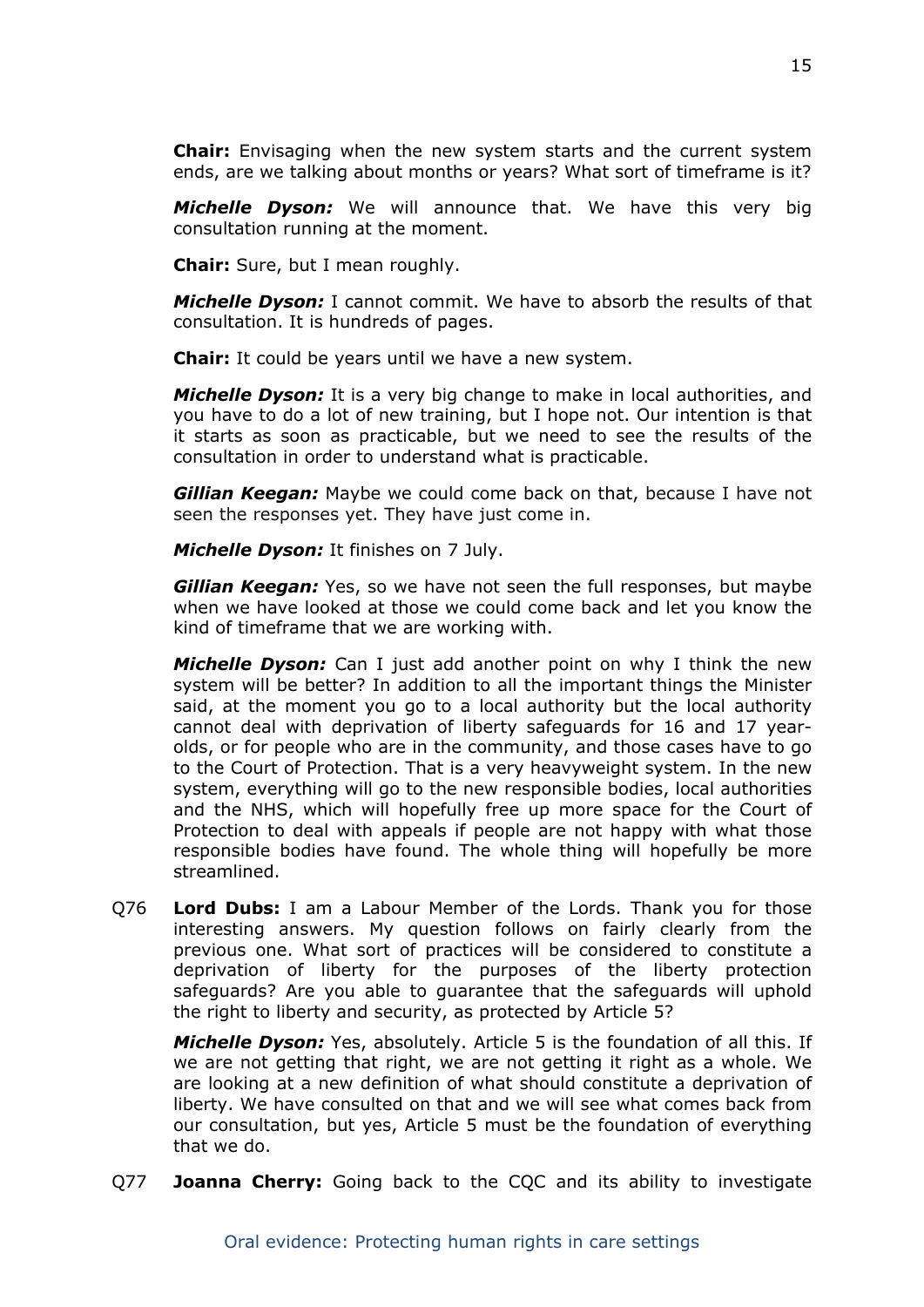**Chair:** Envisaging when the new system starts and the current system ends, are we talking about months or years? What sort of timeframe is it?

***Michelle Dyson:*** We will announce that. We have this very big consultation running at the moment.

**Chair:** Sure, but I mean roughly.

***Michelle Dyson:*** I cannot commit. We have to absorb the results of that consultation. It is hundreds of pages.

**Chair:** It could be years until we have a new system.

***Michelle Dyson:*** It is a very big change to make in local authorities, and you have to do a lot of new training, but I hope not. Our intention is that it starts as soon as practicable, but we need to see the results of the consultation in order to understand what is practicable.

***Gillian Keegan:*** Maybe we could come back on that, because I have not seen the responses yet. They have just come in.

***Michelle Dyson:*** It finishes on 7 July.

***Gillian Keegan:*** Yes, so we have not seen the full responses, but maybe when we have looked at those we could come back and let you know the kind of timeframe that we are working with.

***Michelle Dyson:*** Can I just add another point on why I think the new system will be better? In addition to all the important things the Minister said, at the moment you go to a local authority but the local authority cannot deal with deprivation of liberty safeguards for 16 and 17 year-olds, or for people who are in the community, and those cases have to go to the Court of Protection. That is a very heavyweight system. In the new system, everything will go to the new responsible bodies, local authorities and the NHS, which will hopefully free up more space for the Court of Protection to deal with appeals if people are not happy with what those responsible bodies have found. The whole thing will hopefully be more streamlined.

Q76 **Lord Dubs:** I am a Labour Member of the Lords. Thank you for those interesting answers. My question follows on fairly clearly from the previous one. What sort of practices will be considered to constitute a deprivation of liberty for the purposes of the liberty protection safeguards? Are you able to guarantee that the safeguards will uphold the right to liberty and security, as protected by Article 5?

***Michelle Dyson:*** Yes, absolutely. Article 5 is the foundation of all this. If we are not getting that right, we are not getting it right as a whole. We are looking at a new definition of what should constitute a deprivation of liberty. We have consulted on that and we will see what comes back from our consultation, but yes, Article 5 must be the foundation of everything that we do.

Q77 **Joanna Cherry:** Going back to the CQC and its ability to investigate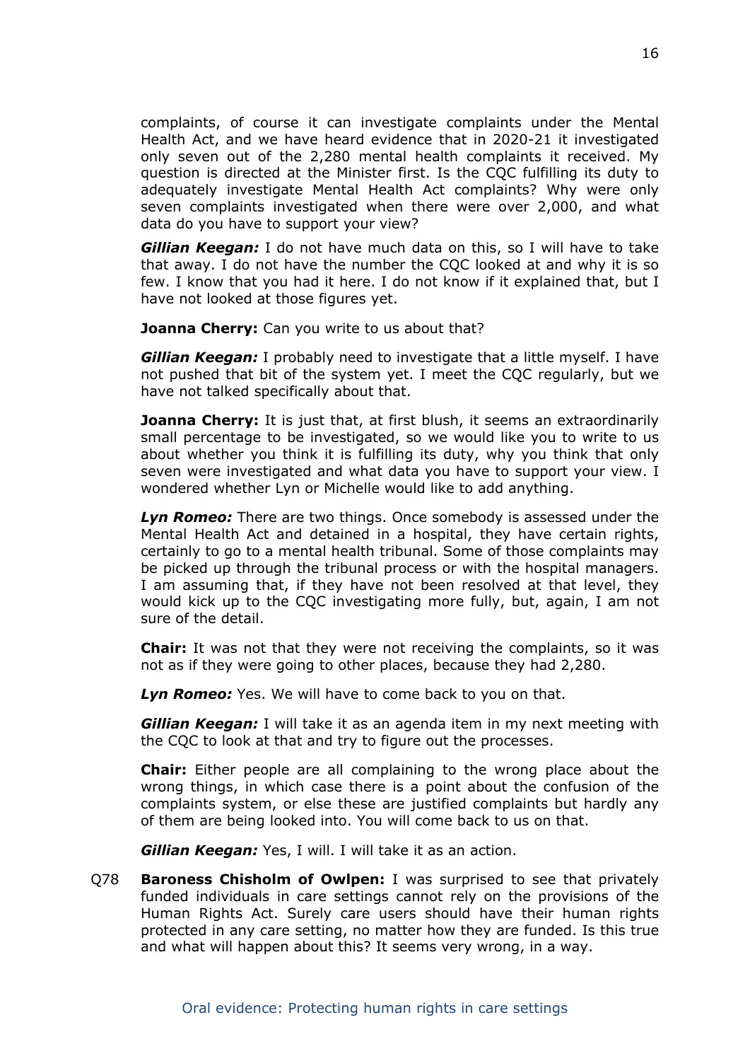complaints, of course it can investigate complaints under the Mental Health Act, and we have heard evidence that in 2020-21 it investigated only seven out of the 2,280 mental health complaints it received. My question is directed at the Minister first. Is the CQC fulfilling its duty to adequately investigate Mental Health Act complaints? Why were only seven complaints investigated when there were over 2,000, and what data do you have to support your view?

***Gillian Keegan:*** I do not have much data on this, so I will have to take that away. I do not have the number the CQC looked at and why it is so few. I know that you had it here. I do not know if it explained that, but I have not looked at those figures yet.

**Joanna Cherry:** Can you write to us about that?

***Gillian Keegan:*** I probably need to investigate that a little myself. I have not pushed that bit of the system yet. I meet the CQC regularly, but we have not talked specifically about that.

**Joanna Cherry:** It is just that, at first blush, it seems an extraordinarily small percentage to be investigated, so we would like you to write to us about whether you think it is fulfilling its duty, why you think that only seven were investigated and what data you have to support your view. I wondered whether Lyn or Michelle would like to add anything.

***Lyn Romeo:*** There are two things. Once somebody is assessed under the Mental Health Act and detained in a hospital, they have certain rights, certainly to go to a mental health tribunal. Some of those complaints may be picked up through the tribunal process or with the hospital managers. I am assuming that, if they have not been resolved at that level, they would kick up to the CQC investigating more fully, but, again, I am not sure of the detail.

**Chair:** It was not that they were not receiving the complaints, so it was not as if they were going to other places, because they had 2,280.

***Lyn Romeo:*** Yes. We will have to come back to you on that.

***Gillian Keegan:*** I will take it as an agenda item in my next meeting with the CQC to look at that and try to figure out the processes.

**Chair:** Either people are all complaining to the wrong place about the wrong things, in which case there is a point about the confusion of the complaints system, or else these are justified complaints but hardly any of them are being looked into. You will come back to us on that.

***Gillian Keegan:*** Yes, I will. I will take it as an action.

Q78 **Baroness Chisholm of Owlpen:** I was surprised to see that privately funded individuals in care settings cannot rely on the provisions of the Human Rights Act. Surely care users should have their human rights protected in any care setting, no matter how they are funded. Is this true and what will happen about this? It seems very wrong, in a way.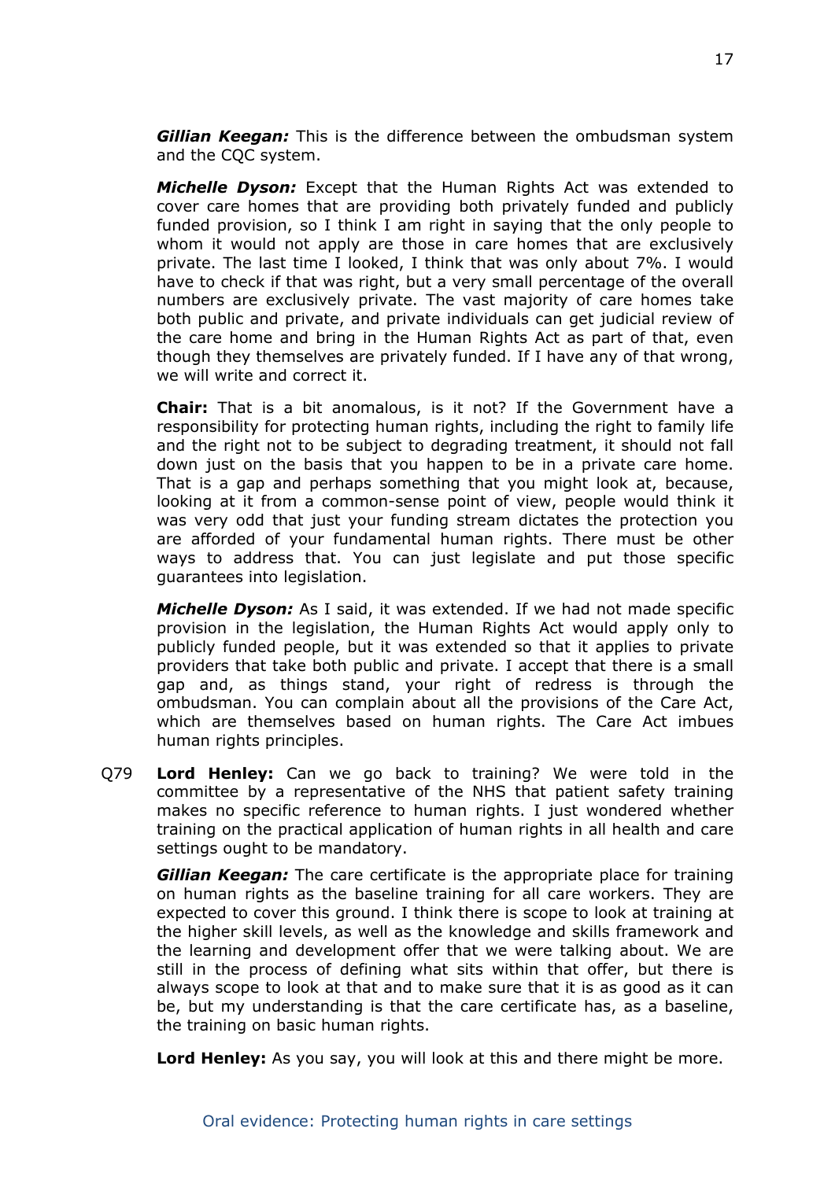***Gillian Keegan:*** This is the difference between the ombudsman system and the CQC system.

***Michelle Dyson:*** Except that the Human Rights Act was extended to cover care homes that are providing both privately funded and publicly funded provision, so I think I am right in saying that the only people to whom it would not apply are those in care homes that are exclusively private. The last time I looked, I think that was only about 7%. I would have to check if that was right, but a very small percentage of the overall numbers are exclusively private. The vast majority of care homes take both public and private, and private individuals can get judicial review of the care home and bring in the Human Rights Act as part of that, even though they themselves are privately funded. If I have any of that wrong, we will write and correct it.

**Chair:** That is a bit anomalous, is it not? If the Government have a responsibility for protecting human rights, including the right to family life and the right not to be subject to degrading treatment, it should not fall down just on the basis that you happen to be in a private care home. That is a gap and perhaps something that you might look at, because, looking at it from a common-sense point of view, people would think it was very odd that just your funding stream dictates the protection you are afforded of your fundamental human rights. There must be other ways to address that. You can just legislate and put those specific guarantees into legislation.

***Michelle Dyson:*** As I said, it was extended. If we had not made specific provision in the legislation, the Human Rights Act would apply only to publicly funded people, but it was extended so that it applies to private providers that take both public and private. I accept that there is a small gap and, as things stand, your right of redress is through the ombudsman. You can complain about all the provisions of the Care Act, which are themselves based on human rights. The Care Act imbues human rights principles.

Q79 **Lord Henley:** Can we go back to training? We were told in the committee by a representative of the NHS that patient safety training makes no specific reference to human rights. I just wondered whether training on the practical application of human rights in all health and care settings ought to be mandatory.

***Gillian Keegan:*** The care certificate is the appropriate place for training on human rights as the baseline training for all care workers. They are expected to cover this ground. I think there is scope to look at training at the higher skill levels, as well as the knowledge and skills framework and the learning and development offer that we were talking about. We are still in the process of defining what sits within that offer, but there is always scope to look at that and to make sure that it is as good as it can be, but my understanding is that the care certificate has, as a baseline, the training on basic human rights.

**Lord Henley:** As you say, you will look at this and there might be more.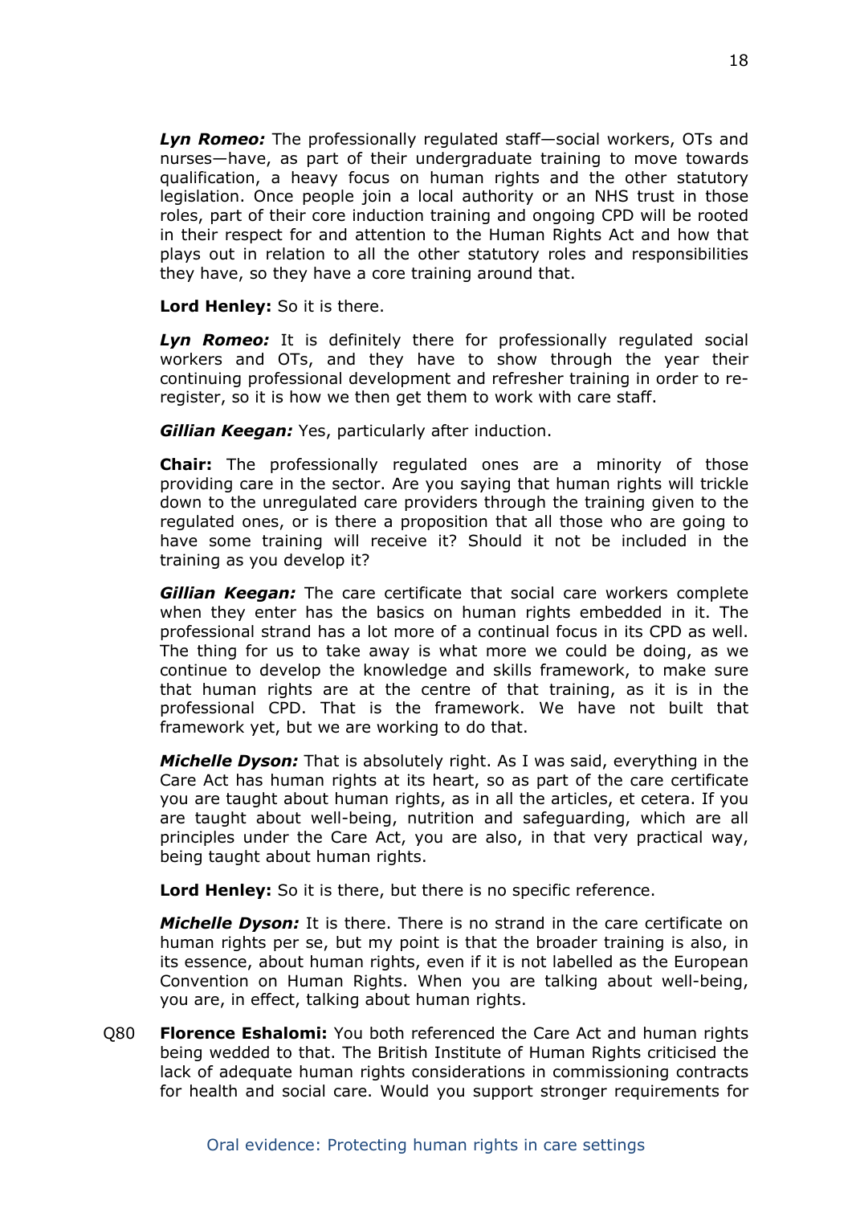***Lyn Romeo:*** The professionally regulated staff—social workers, OTs and nurses—have, as part of their undergraduate training to move towards qualification, a heavy focus on human rights and the other statutory legislation. Once people join a local authority or an NHS trust in those roles, part of their core induction training and ongoing CPD will be rooted in their respect for and attention to the Human Rights Act and how that plays out in relation to all the other statutory roles and responsibilities they have, so they have a core training around that.

**Lord Henley:** So it is there.

***Lyn Romeo:*** It is definitely there for professionally regulated social workers and OTs, and they have to show through the year their continuing professional development and refresher training in order to re-register, so it is how we then get them to work with care staff.

***Gillian Keegan:*** Yes, particularly after induction.

**Chair:** The professionally regulated ones are a minority of those providing care in the sector. Are you saying that human rights will trickle down to the unregulated care providers through the training given to the regulated ones, or is there a proposition that all those who are going to have some training will receive it? Should it not be included in the training as you develop it?

***Gillian Keegan:*** The care certificate that social care workers complete when they enter has the basics on human rights embedded in it. The professional strand has a lot more of a continual focus in its CPD as well. The thing for us to take away is what more we could be doing, as we continue to develop the knowledge and skills framework, to make sure that human rights are at the centre of that training, as it is in the professional CPD. That is the framework. We have not built that framework yet, but we are working to do that.

***Michelle Dyson:*** That is absolutely right. As I was said, everything in the Care Act has human rights at its heart, so as part of the care certificate you are taught about human rights, as in all the articles, et cetera. If you are taught about well-being, nutrition and safeguarding, which are all principles under the Care Act, you are also, in that very practical way, being taught about human rights.

**Lord Henley:** So it is there, but there is no specific reference.

***Michelle Dyson:*** It is there. There is no strand in the care certificate on human rights per se, but my point is that the broader training is also, in its essence, about human rights, even if it is not labelled as the European Convention on Human Rights. When you are talking about well-being, you are, in effect, talking about human rights.

Q80 **Florence Eshalomi:** You both referenced the Care Act and human rights being wedded to that. The British Institute of Human Rights criticised the lack of adequate human rights considerations in commissioning contracts for health and social care. Would you support stronger requirements for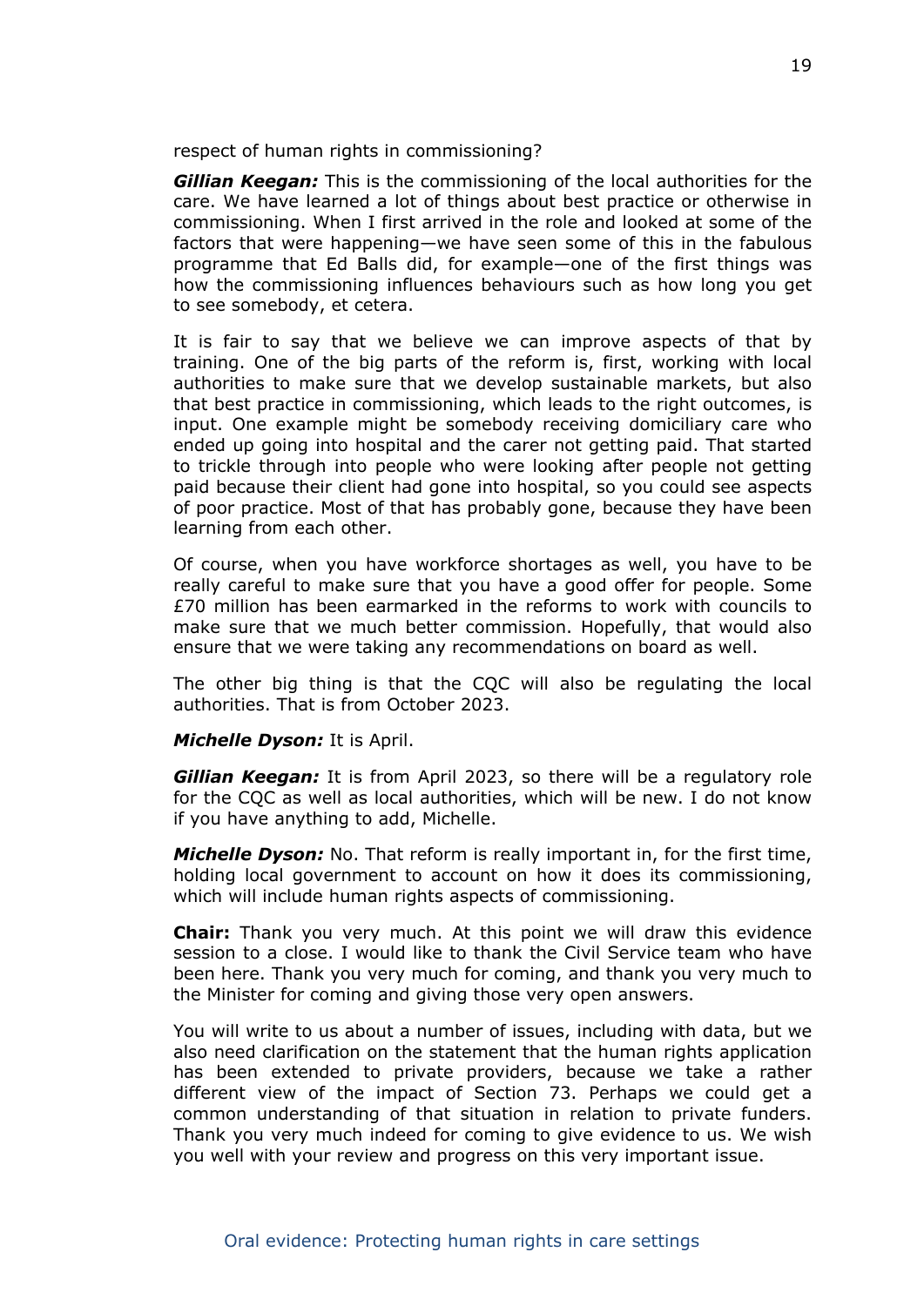respect of human rights in commissioning?

***Gillian Keegan:*** This is the commissioning of the local authorities for the care. We have learned a lot of things about best practice or otherwise in commissioning. When I first arrived in the role and looked at some of the factors that were happening—we have seen some of this in the fabulous programme that Ed Balls did, for example—one of the first things was how the commissioning influences behaviours such as how long you get to see somebody, et cetera.

It is fair to say that we believe we can improve aspects of that by training. One of the big parts of the reform is, first, working with local authorities to make sure that we develop sustainable markets, but also that best practice in commissioning, which leads to the right outcomes, is input. One example might be somebody receiving domiciliary care who ended up going into hospital and the carer not getting paid. That started to trickle through into people who were looking after people not getting paid because their client had gone into hospital, so you could see aspects of poor practice. Most of that has probably gone, because they have been learning from each other.

Of course, when you have workforce shortages as well, you have to be really careful to make sure that you have a good offer for people. Some £70 million has been earmarked in the reforms to work with councils to make sure that we much better commission. Hopefully, that would also ensure that we were taking any recommendations on board as well.

The other big thing is that the CQC will also be regulating the local authorities. That is from October 2023.

***Michelle Dyson:*** It is April.

***Gillian Keegan:*** It is from April 2023, so there will be a regulatory role for the CQC as well as local authorities, which will be new. I do not know if you have anything to add, Michelle.

***Michelle Dyson:*** No. That reform is really important in, for the first time, holding local government to account on how it does its commissioning, which will include human rights aspects of commissioning.

**Chair:** Thank you very much. At this point we will draw this evidence session to a close. I would like to thank the Civil Service team who have been here. Thank you very much for coming, and thank you very much to the Minister for coming and giving those very open answers.

You will write to us about a number of issues, including with data, but we also need clarification on the statement that the human rights application has been extended to private providers, because we take a rather different view of the impact of Section 73. Perhaps we could get a common understanding of that situation in relation to private funders. Thank you very much indeed for coming to give evidence to us. We wish you well with your review and progress on this very important issue.